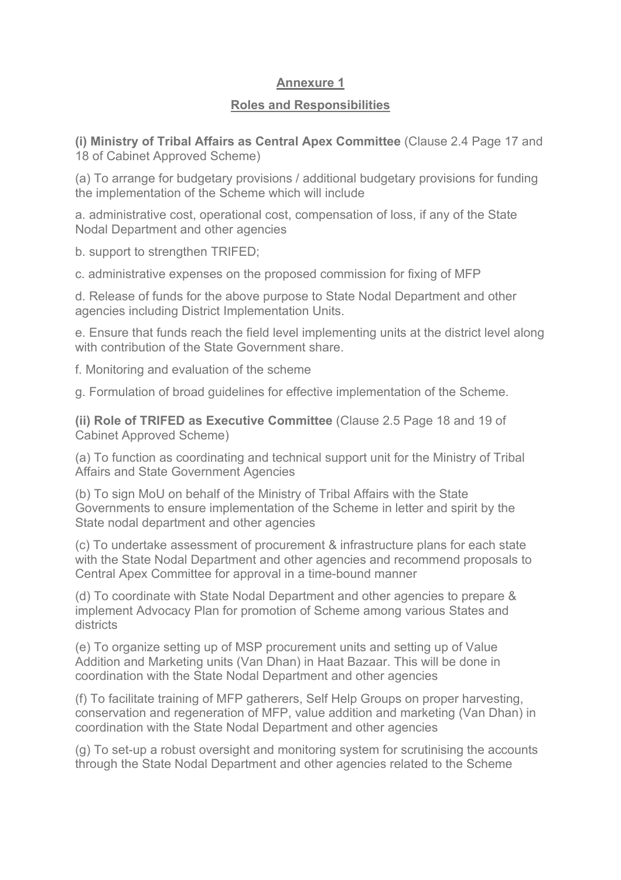## Annexure 1

## Roles and Responsibilities

**(i) Ministry of Tribal Affairs as Central Apex Committee** (Clause 2.4 Page 17 and 18 of Cabinet Approved Scheme)

(a) To arrange for budgetary provisions / additional budgetary provisions for funding the implementation of the Scheme which will include

a. administrative cost, operational cost, compensation of loss, if any of the State Nodal Department and other agencies

b. support to strengthen TRIFED;

c. administrative expenses on the proposed commission for fixing of MFP

d. Release of funds for the above purpose to State Nodal Department and other agencies including District Implementation Units.

e. Ensure that funds reach the field level implementing units at the district level along with contribution of the State Government share.

f. Monitoring and evaluation of the scheme

g. Formulation of broad guidelines for effective implementation of the Scheme.

**(ii) Role of TRIFED as Executive Committee** (Clause 2.5 Page 18 and 19 of Cabinet Approved Scheme)

(a) To function as coordinating and technical support unit for the Ministry of Tribal Affairs and State Government Agencies

(b) To sign MoU on behalf of the Ministry of Tribal Affairs with the State Governments to ensure implementation of the Scheme in letter and spirit by the State nodal department and other agencies

(c) To undertake assessment of procurement & infrastructure plans for each state with the State Nodal Department and other agencies and recommend proposals to Central Apex Committee for approval in a time-bound manner

(d) To coordinate with State Nodal Department and other agencies to prepare & implement Advocacy Plan for promotion of Scheme among various States and districts

(e) To organize setting up of MSP procurement units and setting up of Value Addition and Marketing units (Van Dhan) in Haat Bazaar. This will be done in coordination with the State Nodal Department and other agencies

(f) To facilitate training of MFP gatherers, Self Help Groups on proper harvesting, conservation and regeneration of MFP, value addition and marketing (Van Dhan) in coordination with the State Nodal Department and other agencies

(g) To set-up a robust oversight and monitoring system for scrutinising the accounts through the State Nodal Department and other agencies related to the Scheme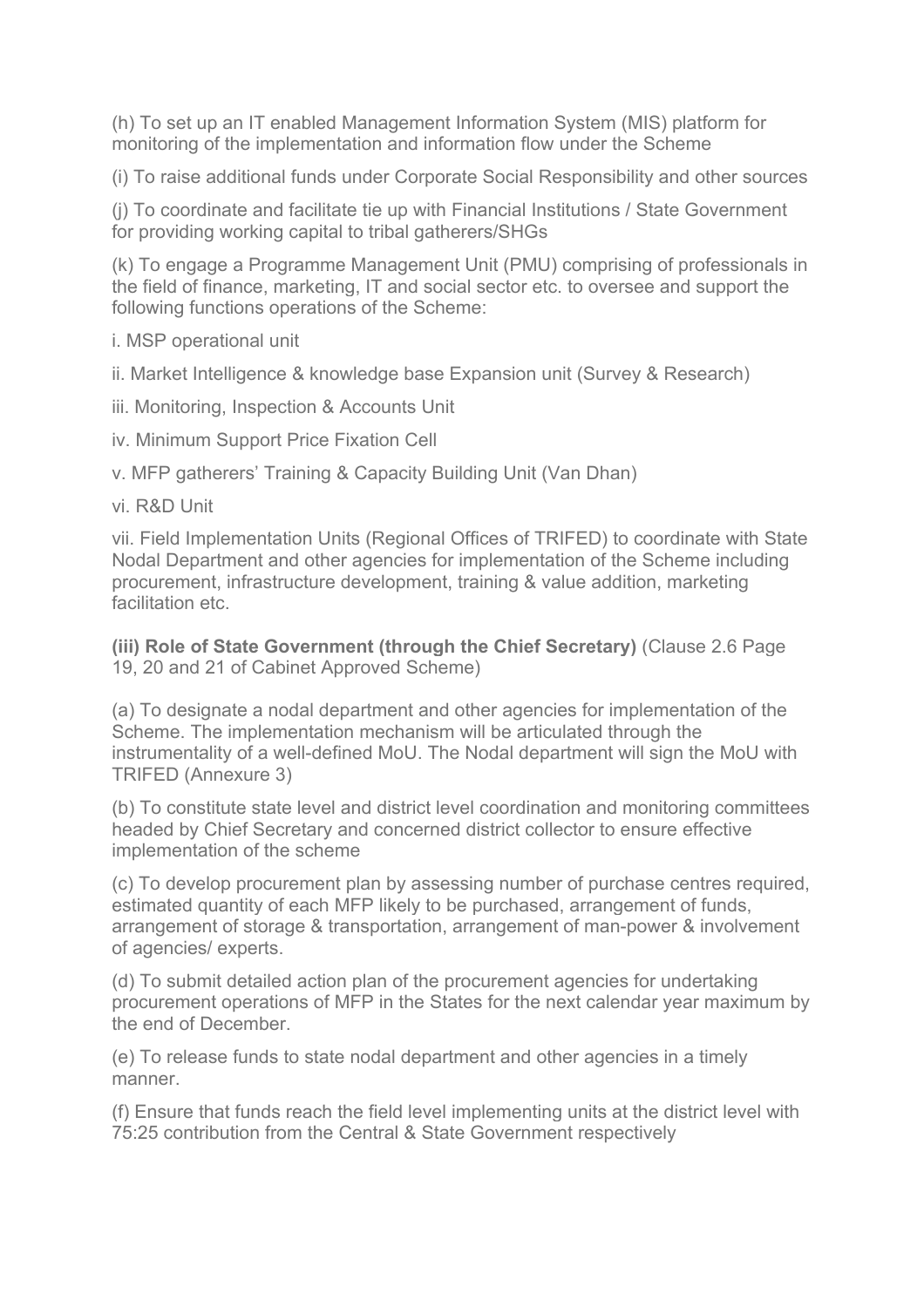(h) To set up an IT enabled Management Information System (MIS) platform for monitoring of the implementation and information flow under the Scheme

(i) To raise additional funds under Corporate Social Responsibility and other sources

(j) To coordinate and facilitate tie up with Financial Institutions / State Government for providing working capital to tribal gatherers/SHGs

(k) To engage a Programme Management Unit (PMU) comprising of professionals in the field of finance, marketing, IT and social sector etc. to oversee and support the following functions operations of the Scheme:

i. MSP operational unit

ii. Market Intelligence & knowledge base Expansion unit (Survey & Research)

iii. Monitoring, Inspection & Accounts Unit

iv. Minimum Support Price Fixation Cell

v. MFP gatherers' Training & Capacity Building Unit (Van Dhan)

vi. R&D Unit

vii. Field Implementation Units (Regional Offices of TRIFED) to coordinate with State Nodal Department and other agencies for implementation of the Scheme including procurement, infrastructure development, training & value addition, marketing facilitation etc.

**(iii) Role of State Government (through the Chief Secretary)** (Clause 2.6 Page 19, 20 and 21 of Cabinet Approved Scheme)

(a) To designate a nodal department and other agencies for implementation of the Scheme. The implementation mechanism will be articulated through the instrumentality of a well-defined MoU. The Nodal department will sign the MoU with TRIFED (Annexure 3)

(b) To constitute state level and district level coordination and monitoring committees headed by Chief Secretary and concerned district collector to ensure effective implementation of the scheme

(c) To develop procurement plan by assessing number of purchase centres required, estimated quantity of each MFP likely to be purchased, arrangement of funds, arrangement of storage & transportation, arrangement of man-power & involvement of agencies/ experts.

(d) To submit detailed action plan of the procurement agencies for undertaking procurement operations of MFP in the States for the next calendar year maximum by the end of December.

(e) To release funds to state nodal department and other agencies in a timely manner.

(f) Ensure that funds reach the field level implementing units at the district level with 75:25 contribution from the Central & State Government respectively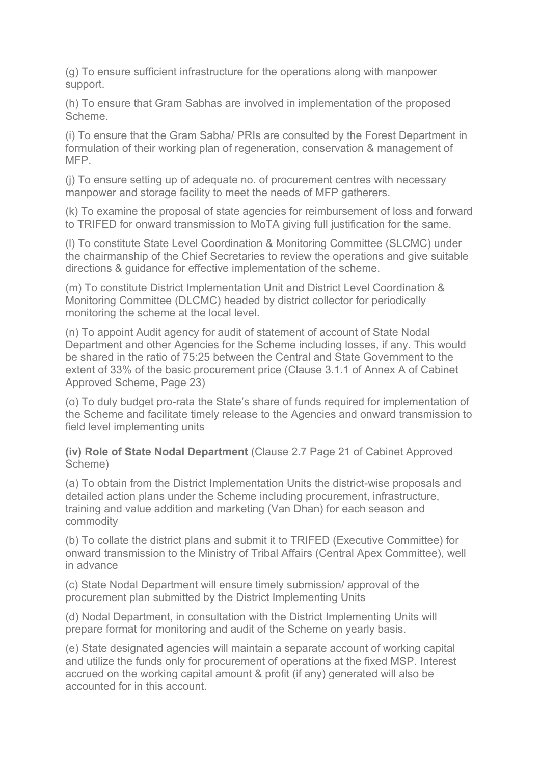(g) To ensure sufficient infrastructure for the operations along with manpower support.

(h) To ensure that Gram Sabhas are involved in implementation of the proposed Scheme.

(i) To ensure that the Gram Sabha/ PRIs are consulted by the Forest Department in formulation of their working plan of regeneration, conservation & management of MFP.

(j) To ensure setting up of adequate no. of procurement centres with necessary manpower and storage facility to meet the needs of MFP gatherers.

(k) To examine the proposal of state agencies for reimbursement of loss and forward to TRIFED for onward transmission to MoTA giving full justification for the same.

(l) To constitute State Level Coordination & Monitoring Committee (SLCMC) under the chairmanship of the Chief Secretaries to review the operations and give suitable directions & guidance for effective implementation of the scheme.

(m) To constitute District Implementation Unit and District Level Coordination & Monitoring Committee (DLCMC) headed by district collector for periodically monitoring the scheme at the local level.

(n) To appoint Audit agency for audit of statement of account of State Nodal Department and other Agencies for the Scheme including losses, if any. This would be shared in the ratio of 75:25 between the Central and State Government to the extent of 33% of the basic procurement price (Clause 3.1.1 of Annex A of Cabinet Approved Scheme, Page 23)

(o) To duly budget pro-rata the State's share of funds required for implementation of the Scheme and facilitate timely release to the Agencies and onward transmission to field level implementing units

**(iv) Role of State Nodal Department** (Clause 2.7 Page 21 of Cabinet Approved Scheme)

(a) To obtain from the District Implementation Units the district-wise proposals and detailed action plans under the Scheme including procurement, infrastructure, training and value addition and marketing (Van Dhan) for each season and commodity

(b) To collate the district plans and submit it to TRIFED (Executive Committee) for onward transmission to the Ministry of Tribal Affairs (Central Apex Committee), well in advance

(c) State Nodal Department will ensure timely submission/ approval of the procurement plan submitted by the District Implementing Units

(d) Nodal Department, in consultation with the District Implementing Units will prepare format for monitoring and audit of the Scheme on yearly basis.

(e) State designated agencies will maintain a separate account of working capital and utilize the funds only for procurement of operations at the fixed MSP. Interest accrued on the working capital amount & profit (if any) generated will also be accounted for in this account.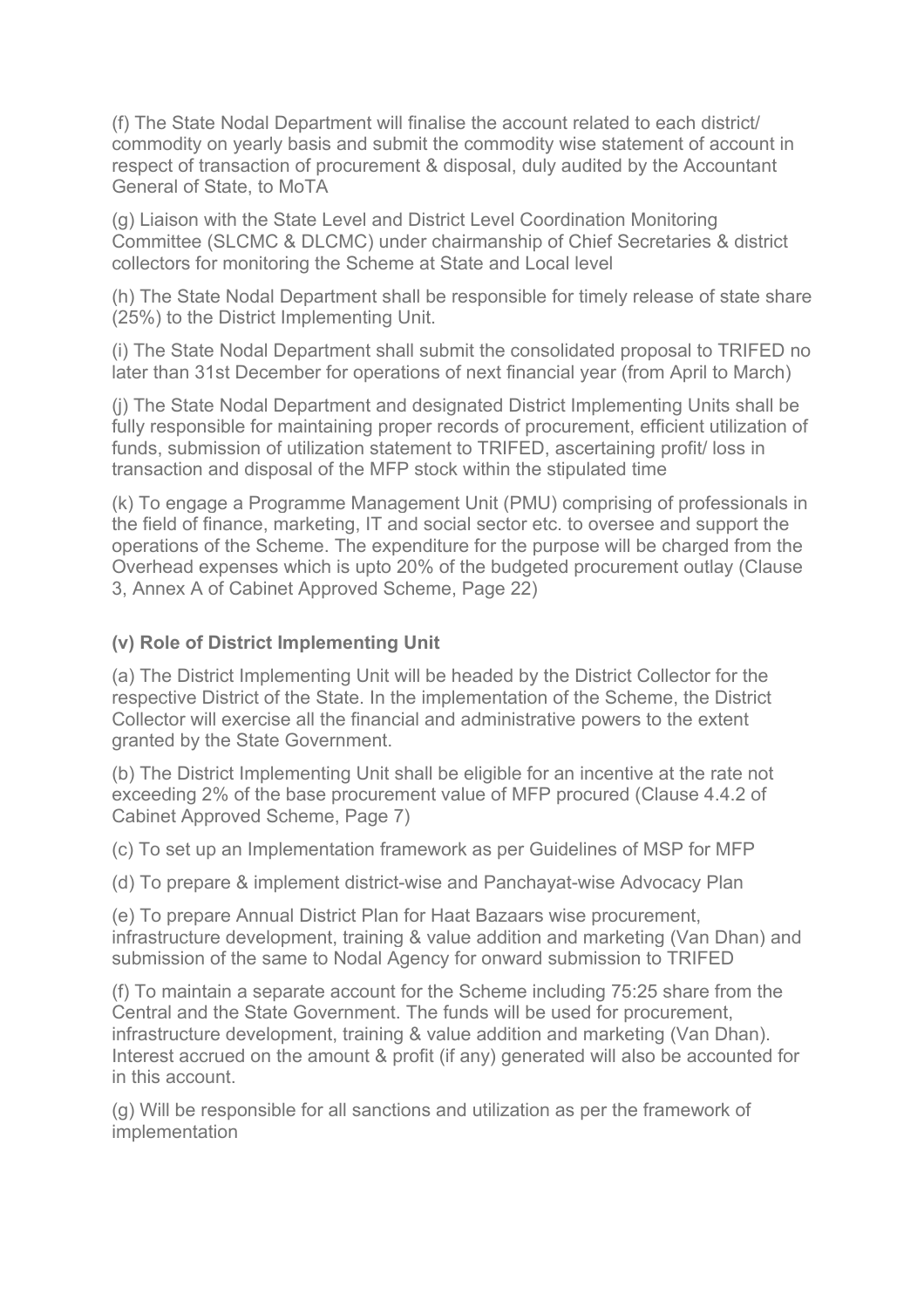(f) The State Nodal Department will finalise the account related to each district/ commodity on yearly basis and submit the commodity wise statement of account in respect of transaction of procurement & disposal, duly audited by the Accountant General of State, to MoTA

(g) Liaison with the State Level and District Level Coordination Monitoring Committee (SLCMC & DLCMC) under chairmanship of Chief Secretaries & district collectors for monitoring the Scheme at State and Local level

(h) The State Nodal Department shall be responsible for timely release of state share (25%) to the District Implementing Unit.

(i) The State Nodal Department shall submit the consolidated proposal to TRIFED no later than 31st December for operations of next financial year (from April to March)

(j) The State Nodal Department and designated District Implementing Units shall be fully responsible for maintaining proper records of procurement, efficient utilization of funds, submission of utilization statement to TRIFED, ascertaining profit/ loss in transaction and disposal of the MFP stock within the stipulated time

(k) To engage a Programme Management Unit (PMU) comprising of professionals in the field of finance, marketing, IT and social sector etc. to oversee and support the operations of the Scheme. The expenditure for the purpose will be charged from the Overhead expenses which is upto 20% of the budgeted procurement outlay (Clause 3, Annex A of Cabinet Approved Scheme, Page 22)

### (v) Role of District Implementing Unit

(a) The District Implementing Unit will be headed by the District Collector for the respective District of the State. In the implementation of the Scheme, the District Collector will exercise all the financial and administrative powers to the extent granted by the State Government.

(b) The District Implementing Unit shall be eligible for an incentive at the rate not exceeding 2% of the base procurement value of MFP procured (Clause 4.4.2 of Cabinet Approved Scheme, Page 7)

(c) To set up an Implementation framework as per Guidelines of MSP for MFP

(d) To prepare & implement district-wise and Panchayat-wise Advocacy Plan

(e) To prepare Annual District Plan for Haat Bazaars wise procurement, infrastructure development, training & value addition and marketing (Van Dhan) and submission of the same to Nodal Agency for onward submission to TRIFED

(f) To maintain a separate account for the Scheme including 75:25 share from the Central and the State Government. The funds will be used for procurement, infrastructure development, training & value addition and marketing (Van Dhan). Interest accrued on the amount & profit (if any) generated will also be accounted for in this account.

(g) Will be responsible for all sanctions and utilization as per the framework of implementation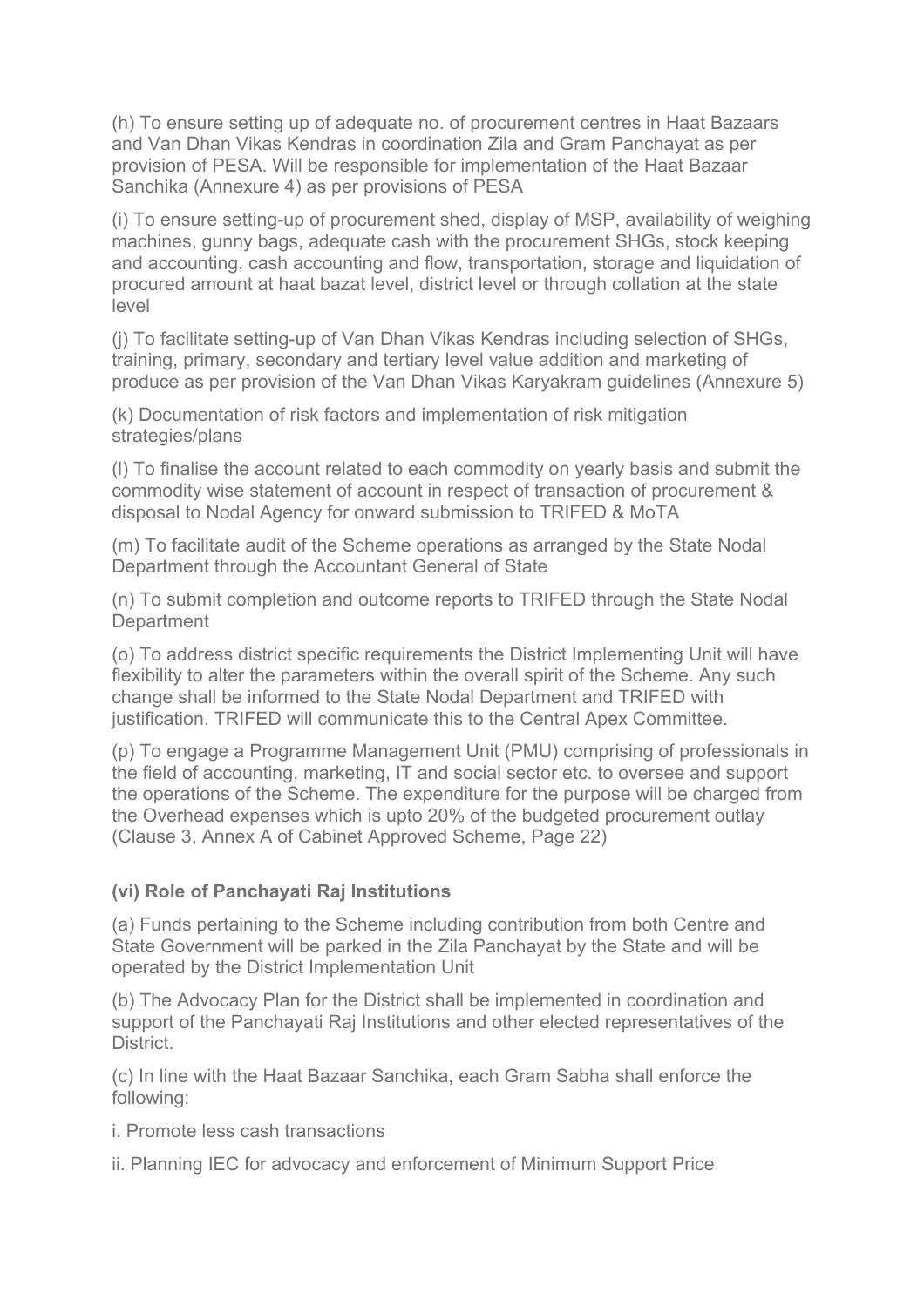(h) To ensure setting up of adequate no. of procurement centres in Haat Bazaars and Van Dhan Vikas Kendras in coordination Zila and Gram Panchayat as per provision of PESA. Will be responsible for implementation of the Haat Bazaar Sanchika (Annexure 4) as per provisions of PESA

(i) To ensure setting-up of procurement shed, display of MSP, availability of weighing machines, gunny bags, adequate cash with the procurement SHGs, stock keeping and accounting, cash accounting and flow, transportation, storage and liquidation of procured amount at haat bazat level, district level or through collation at the state level

(j) To facilitate setting-up of Van Dhan Vikas Kendras including selection of SHGs, training, primary, secondary and tertiary level value addition and marketing of produce as per provision of the Van Dhan Vikas Karyakram guidelines (Annexure 5)

(k) Documentation of risk factors and implementation of risk mitigation strategies/plans

(l) To finalise the account related to each commodity on yearly basis and submit the commodity wise statement of account in respect of transaction of procurement & disposal to Nodal Agency for onward submission to TRIFED & MoTA

(m) To facilitate audit of the Scheme operations as arranged by the State Nodal Department through the Accountant General of State

(n) To submit completion and outcome reports to TRIFED through the State Nodal Department

(o) To address district specific requirements the District Implementing Unit will have flexibility to alter the parameters within the overall spirit of the Scheme. Any such change shall be informed to the State Nodal Department and TRIFED with justification. TRIFED will communicate this to the Central Apex Committee.

(p) To engage a Programme Management Unit (PMU) comprising of professionals in the field of accounting, marketing, IT and social sector etc. to oversee and support the operations of the Scheme. The expenditure for the purpose will be charged from the Overhead expenses which is upto 20% of the budgeted procurement outlay (Clause 3, Annex A of Cabinet Approved Scheme, Page 22)

### (vi) Role of Panchayati Raj Institutions

(a) Funds pertaining to the Scheme including contribution from both Centre and State Government will be parked in the Zila Panchayat by the State and will be operated by the District Implementation Unit

(b) The Advocacy Plan for the District shall be implemented in coordination and support of the Panchayati Raj Institutions and other elected representatives of the District.

(c) In line with the Haat Bazaar Sanchika, each Gram Sabha shall enforce the following:

i. Promote less cash transactions

ii. Planning IEC for advocacy and enforcement of Minimum Support Price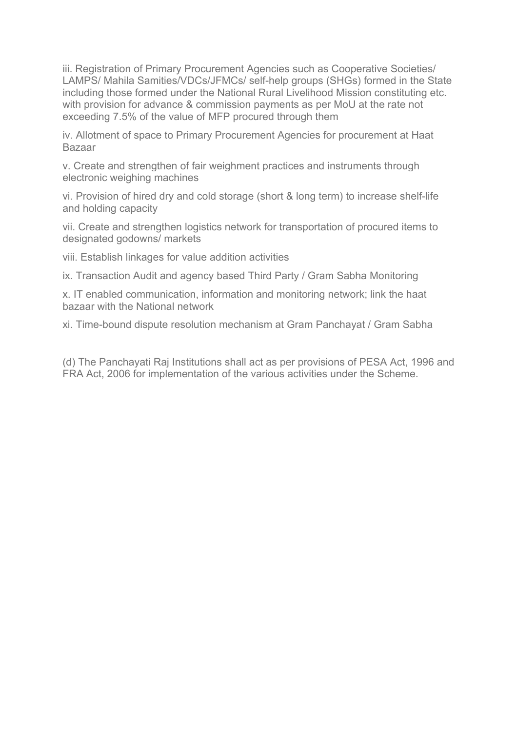iii. Registration of Primary Procurement Agencies such as Cooperative Societies/ LAMPS/ Mahila Samities/VDCs/JFMCs/ self-help groups (SHGs) formed in the State including those formed under the National Rural Livelihood Mission constituting etc. with provision for advance & commission payments as per MoU at the rate not exceeding 7.5% of the value of MFP procured through them

iv. Allotment of space to Primary Procurement Agencies for procurement at Haat Bazaar

v. Create and strengthen of fair weighment practices and instruments through electronic weighing machines

vi. Provision of hired dry and cold storage (short & long term) to increase shelf-life and holding capacity

vii. Create and strengthen logistics network for transportation of procured items to designated godowns/ markets

viii. Establish linkages for value addition activities

ix. Transaction Audit and agency based Third Party / Gram Sabha Monitoring

x. IT enabled communication, information and monitoring network; link the haat bazaar with the National network

xi. Time-bound dispute resolution mechanism at Gram Panchayat / Gram Sabha

(d) The Panchayati Raj Institutions shall act as per provisions of PESA Act, 1996 and FRA Act, 2006 for implementation of the various activities under the Scheme.